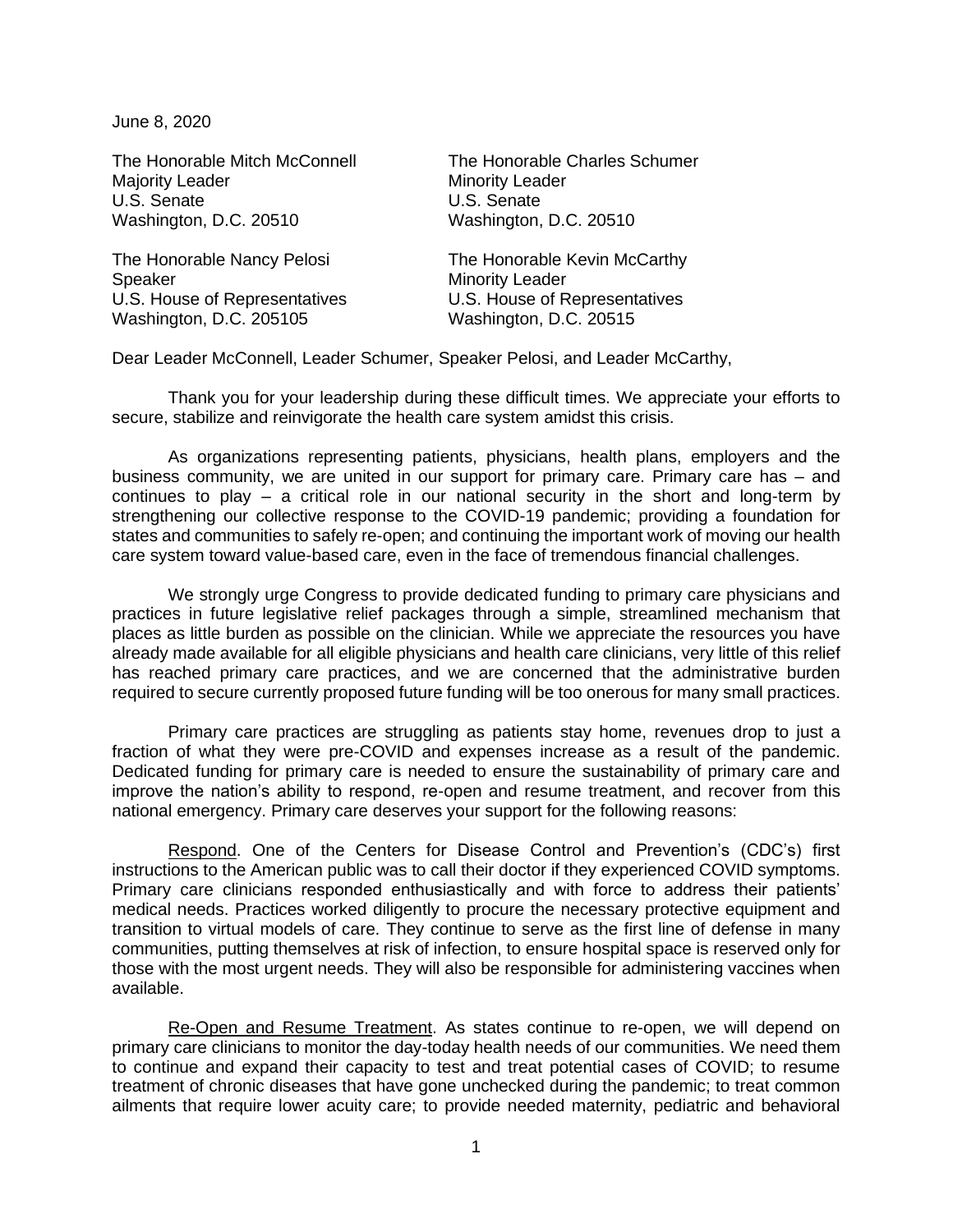June 8, 2020

The Honorable Mitch McConnell
Majority Leader
U.S. Senate
Washington, D.C. 20510

The Honorable Charles Schumer
Minority Leader
U.S. Senate
Washington, D.C. 20510

The Honorable Nancy Pelosi
Speaker
U.S. House of Representatives
Washington, D.C. 205105

The Honorable Kevin McCarthy
Minority Leader
U.S. House of Representatives
Washington, D.C. 20515

Dear Leader McConnell, Leader Schumer, Speaker Pelosi, and Leader McCarthy,

Thank you for your leadership during these difficult times. We appreciate your efforts to secure, stabilize and reinvigorate the health care system amidst this crisis.

As organizations representing patients, physicians, health plans, employers and the business community, we are united in our support for primary care. Primary care has – and continues to play – a critical role in our national security in the short and long-term by strengthening our collective response to the COVID-19 pandemic; providing a foundation for states and communities to safely re-open; and continuing the important work of moving our health care system toward value-based care, even in the face of tremendous financial challenges.

We strongly urge Congress to provide dedicated funding to primary care physicians and practices in future legislative relief packages through a simple, streamlined mechanism that places as little burden as possible on the clinician. While we appreciate the resources you have already made available for all eligible physicians and health care clinicians, very little of this relief has reached primary care practices, and we are concerned that the administrative burden required to secure currently proposed future funding will be too onerous for many small practices.

Primary care practices are struggling as patients stay home, revenues drop to just a fraction of what they were pre-COVID and expenses increase as a result of the pandemic. Dedicated funding for primary care is needed to ensure the sustainability of primary care and improve the nation's ability to respond, re-open and resume treatment, and recover from this national emergency. Primary care deserves your support for the following reasons:

Respond. One of the Centers for Disease Control and Prevention's (CDC's) first instructions to the American public was to call their doctor if they experienced COVID symptoms. Primary care clinicians responded enthusiastically and with force to address their patients' medical needs. Practices worked diligently to procure the necessary protective equipment and transition to virtual models of care. They continue to serve as the first line of defense in many communities, putting themselves at risk of infection, to ensure hospital space is reserved only for those with the most urgent needs. They will also be responsible for administering vaccines when available.

Re-Open and Resume Treatment. As states continue to re-open, we will depend on primary care clinicians to monitor the day-today health needs of our communities. We need them to continue and expand their capacity to test and treat potential cases of COVID; to resume treatment of chronic diseases that have gone unchecked during the pandemic; to treat common ailments that require lower acuity care; to provide needed maternity, pediatric and behavioral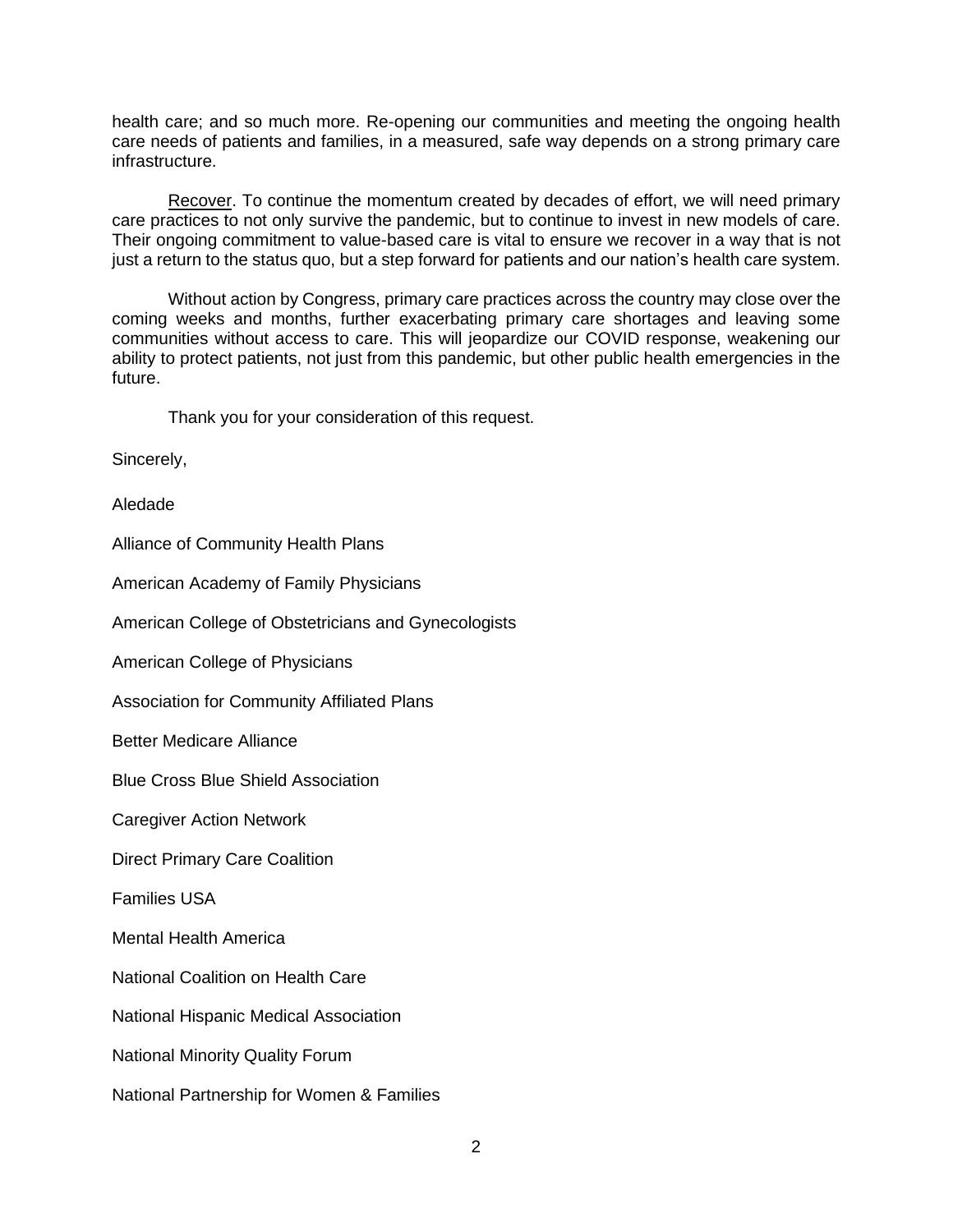health care; and so much more. Re-opening our communities and meeting the ongoing health care needs of patients and families, in a measured, safe way depends on a strong primary care infrastructure.

<u>Recover</u>. To continue the momentum created by decades of effort, we will need primary care practices to not only survive the pandemic, but to continue to invest in new models of care. Their ongoing commitment to value-based care is vital to ensure we recover in a way that is not just a return to the status quo, but a step forward for patients and our nation's health care system.

Without action by Congress, primary care practices across the country may close over the coming weeks and months, further exacerbating primary care shortages and leaving some communities without access to care. This will jeopardize our COVID response, weakening our ability to protect patients, not just from this pandemic, but other public health emergencies in the future.

Thank you for your consideration of this request.

Sincerely,

Aledade

Alliance of Community Health Plans

American Academy of Family Physicians

American College of Obstetricians and Gynecologists

American College of Physicians

Association for Community Affiliated Plans

Better Medicare Alliance

Blue Cross Blue Shield Association

Caregiver Action Network

Direct Primary Care Coalition

Families USA

Mental Health America

National Coalition on Health Care

National Hispanic Medical Association

National Minority Quality Forum

National Partnership for Women & Families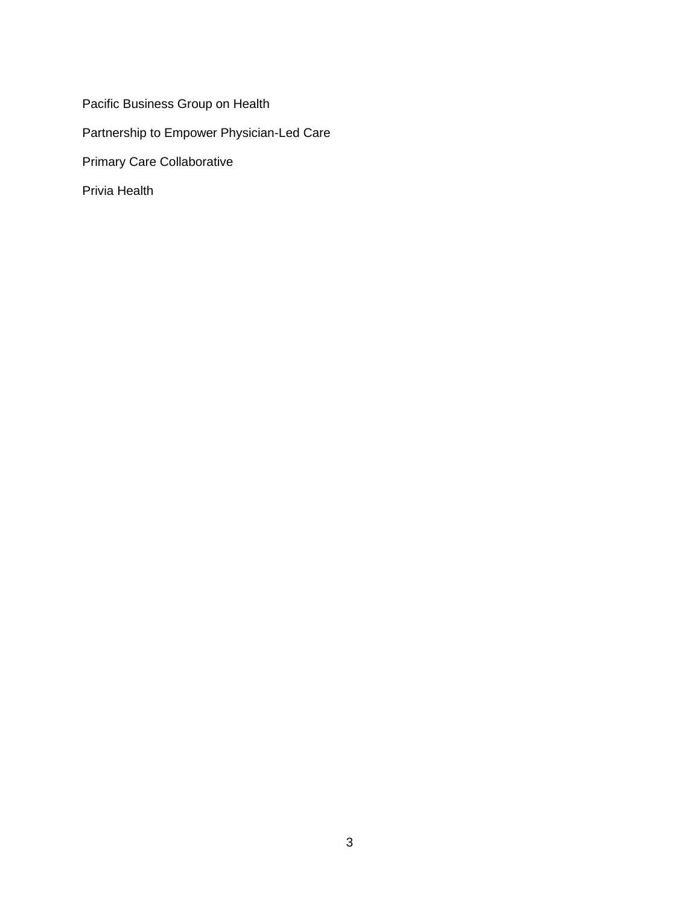Pacific Business Group on Health

Partnership to Empower Physician-Led Care

Primary Care Collaborative

Privia Health